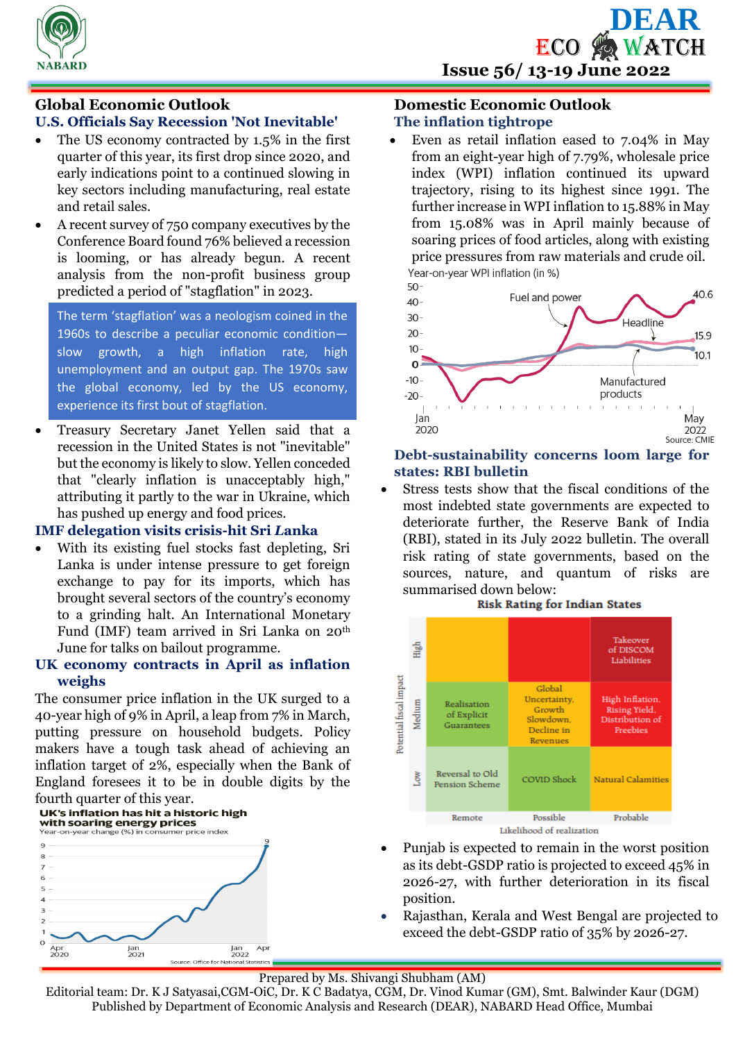# DEAR ECO WATCH

**Issue 56/ 13-19 June 2022**

## Global Economic Outlook

### U.S. Officials Say Recession 'Not Inevitable'

- The US economy contracted by 1.5% in the first quarter of this year, its first drop since 2020, and early indications point to a continued slowing in key sectors including manufacturing, real estate and retail sales.
- A recent survey of 750 company executives by the Conference Board found 76% believed a recession is looming, or has already begun. A recent analysis from the non-profit business group predicted a period of "stagflation" in 2023.

> The term 'stagflation' was a neologism coined in the 1960s to describe a peculiar economic condition—slow growth, a high inflation rate, high unemployment and an output gap. The 1970s saw the global economy, led by the US economy, experience its first bout of stagflation.

- Treasury Secretary Janet Yellen said that a recession in the United States is not "inevitable" but the economy is likely to slow. Yellen conceded that "clearly inflation is unacceptably high," attributing it partly to the war in Ukraine, which has pushed up energy and food prices.

### IMF delegation visits crisis-hit Sri Lanka

- With its existing fuel stocks fast depleting, Sri Lanka is under intense pressure to get foreign exchange to pay for its imports, which has brought several sectors of the country's economy to a grinding halt. An International Monetary Fund (IMF) team arrived in Sri Lanka on 20th June for talks on bailout programme.

### UK economy contracts in April as inflation weighs

The consumer price inflation in the UK surged to a 40-year high of 9% in April, a leap from 7% in March, putting pressure on household budgets. Policy makers have a tough task ahead of achieving an inflation target of 2%, especially when the Bank of England foresees it to be in double digits by the fourth quarter of this year.

**UK's inflation has hit a historic high with soaring energy prices**

Year-on-year change (%) in consumer price index

Source: Office for National Statistics

## Domestic Economic Outlook

### The inflation tightrope

- Even as retail inflation eased to 7.04% in May from an eight-year high of 7.79%, wholesale price index (WPI) inflation continued its upward trajectory, rising to its highest since 1991. The further increase in WPI inflation to 15.88% in May from 15.08% was in April mainly because of soaring prices of food articles, along with existing price pressures from raw materials and crude oil.

Year-on-year WPI inflation (in %)

Source: CMIE

### Debt-sustainability concerns loom large for states: RBI bulletin

- Stress tests show that the fiscal conditions of the most indebted state governments are expected to deteriorate further, the Reserve Bank of India (RBI), stated in its July 2022 bulletin. The overall risk rating of state governments, based on the sources, nature, and quantum of risks are summarised down below:

**Risk Rating for Indian States**

| Potential fiscal impact \ Likelihood of realization | Remote | Possible | Probable |
|---|---|---|---|
| High | | | Takeover of DISCOM Liabilities |
| Medium | Realisation of Explicit Guarantees | Global Uncertainty, Growth Slowdown, Decline in Revenues | High Inflation, Rising Yield, Distribution of Freebies |
| Low | Reversal to Old Pension Scheme | COVID Shock | Natural Calamities |

- Punjab is expected to remain in the worst position as its debt-GSDP ratio is projected to exceed 45% in 2026-27, with further deterioration in its fiscal position.
- Rajasthan, Kerala and West Bengal are projected to exceed the debt-GSDP ratio of 35% by 2026-27.

Prepared by Ms. Shivangi Shubham (AM)

Editorial team: Dr. K J Satyasai,CGM-OiC, Dr. K C Badatya, CGM, Dr. Vinod Kumar (GM), Smt. Balwinder Kaur (DGM)

Published by Department of Economic Analysis and Research (DEAR), NABARD Head Office, Mumbai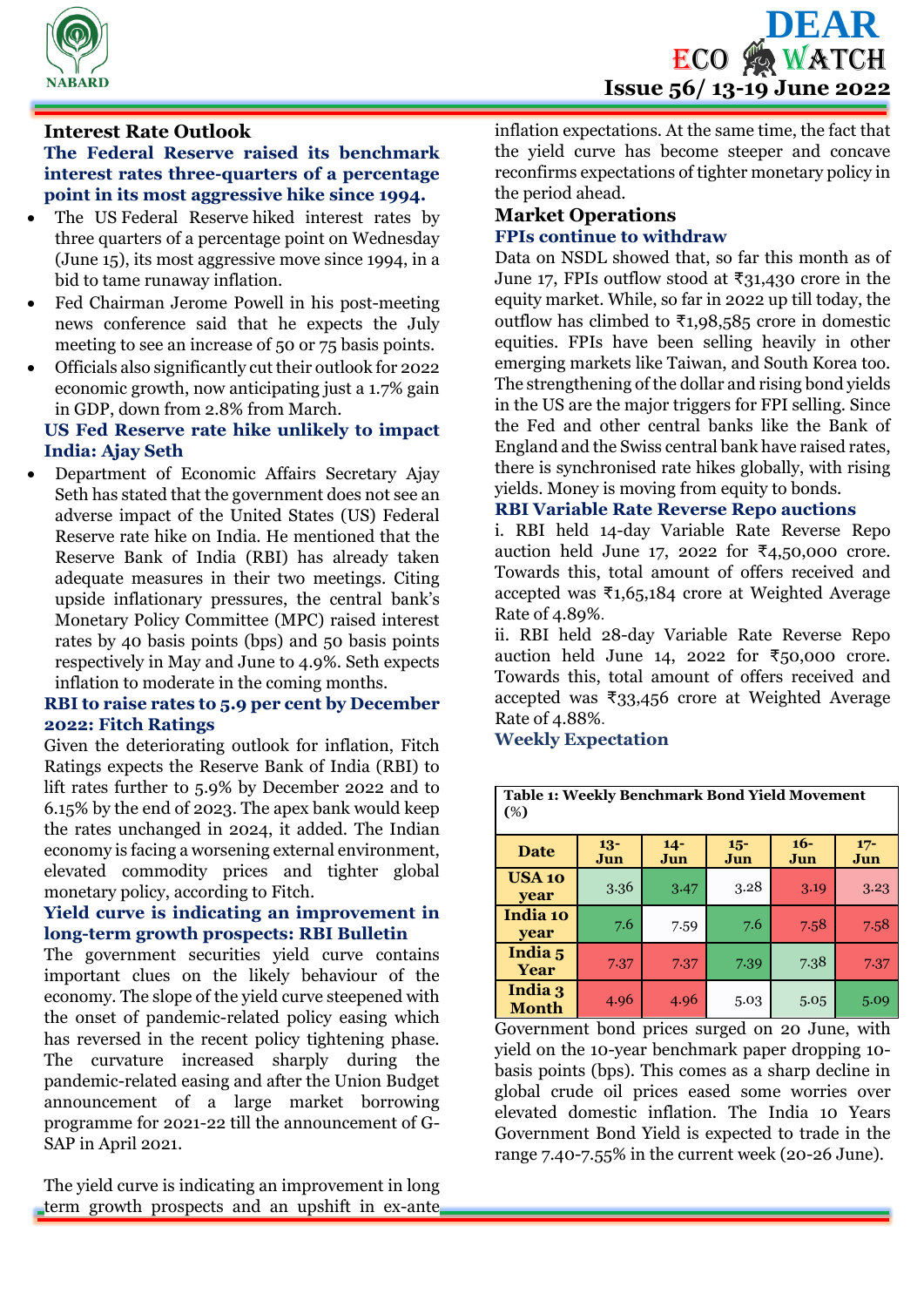## Interest Rate Outlook

### The Federal Reserve raised its benchmark interest rates three-quarters of a percentage point in its most aggressive hike since 1994.

- The US Federal Reserve hiked interest rates by three quarters of a percentage point on Wednesday (June 15), its most aggressive move since 1994, in a bid to tame runaway inflation.
- Fed Chairman Jerome Powell in his post-meeting news conference said that he expects the July meeting to see an increase of 50 or 75 basis points.
- Officials also significantly cut their outlook for 2022 economic growth, now anticipating just a 1.7% gain in GDP, down from 2.8% from March.

### US Fed Reserve rate hike unlikely to impact India: Ajay Seth

- Department of Economic Affairs Secretary Ajay Seth has stated that the government does not see an adverse impact of the United States (US) Federal Reserve rate hike on India. He mentioned that the Reserve Bank of India (RBI) has already taken adequate measures in their two meetings. Citing upside inflationary pressures, the central bank's Monetary Policy Committee (MPC) raised interest rates by 40 basis points (bps) and 50 basis points respectively in May and June to 4.9%. Seth expects inflation to moderate in the coming months.

### RBI to raise rates to 5.9 per cent by December 2022: Fitch Ratings

Given the deteriorating outlook for inflation, Fitch Ratings expects the Reserve Bank of India (RBI) to lift rates further to 5.9% by December 2022 and to 6.15% by the end of 2023. The apex bank would keep the rates unchanged in 2024, it added. The Indian economy is facing a worsening external environment, elevated commodity prices and tighter global monetary policy, according to Fitch.

### Yield curve is indicating an improvement in long-term growth prospects: RBI Bulletin

The government securities yield curve contains important clues on the likely behaviour of the economy. The slope of the yield curve steepened with the onset of pandemic-related policy easing which has reversed in the recent policy tightening phase. The curvature increased sharply during the pandemic-related easing and after the Union Budget announcement of a large market borrowing programme for 2021-22 till the announcement of G-SAP in April 2021.

The yield curve is indicating an improvement in long term growth prospects and an upshift in ex-ante inflation expectations. At the same time, the fact that the yield curve has become steeper and concave reconfirms expectations of tighter monetary policy in the period ahead.

## Market Operations

### FPIs continue to withdraw

Data on NSDL showed that, so far this month as of June 17, FPIs outflow stood at ₹31,430 crore in the equity market. While, so far in 2022 up till today, the outflow has climbed to ₹1,98,585 crore in domestic equities. FPIs have been selling heavily in other emerging markets like Taiwan, and South Korea too. The strengthening of the dollar and rising bond yields in the US are the major triggers for FPI selling. Since the Fed and other central banks like the Bank of England and the Swiss central bank have raised rates, there is synchronised rate hikes globally, with rising yields. Money is moving from equity to bonds.

### RBI Variable Rate Reverse Repo auctions

i. RBI held 14-day Variable Rate Reverse Repo auction held June 17, 2022 for ₹4,50,000 crore. Towards this, total amount of offers received and accepted was ₹1,65,184 crore at Weighted Average Rate of 4.89%.

ii. RBI held 28-day Variable Rate Reverse Repo auction held June 14, 2022 for ₹50,000 crore. Towards this, total amount of offers received and accepted was ₹33,456 crore at Weighted Average Rate of 4.88%.

### Weekly Expectation

**Table 1: Weekly Benchmark Bond Yield Movement (%)**

| Date | 13-Jun | 14-Jun | 15-Jun | 16-Jun | 17-Jun |
|---|---|---|---|---|---|
| USA 10 year | 3.36 | 3.47 | 3.28 | 3.19 | 3.23 |
| India 10 year | 7.6 | 7.59 | 7.6 | 7.58 | 7.58 |
| India 5 Year | 7.37 | 7.37 | 7.39 | 7.38 | 7.37 |
| India 3 Month | 4.96 | 4.96 | 5.03 | 5.05 | 5.09 |

Government bond prices surged on 20 June, with yield on the 10-year benchmark paper dropping 10-basis points (bps). This comes as a sharp decline in global crude oil prices eased some worries over elevated domestic inflation. The India 10 Years Government Bond Yield is expected to trade in the range 7.40-7.55% in the current week (20-26 June).